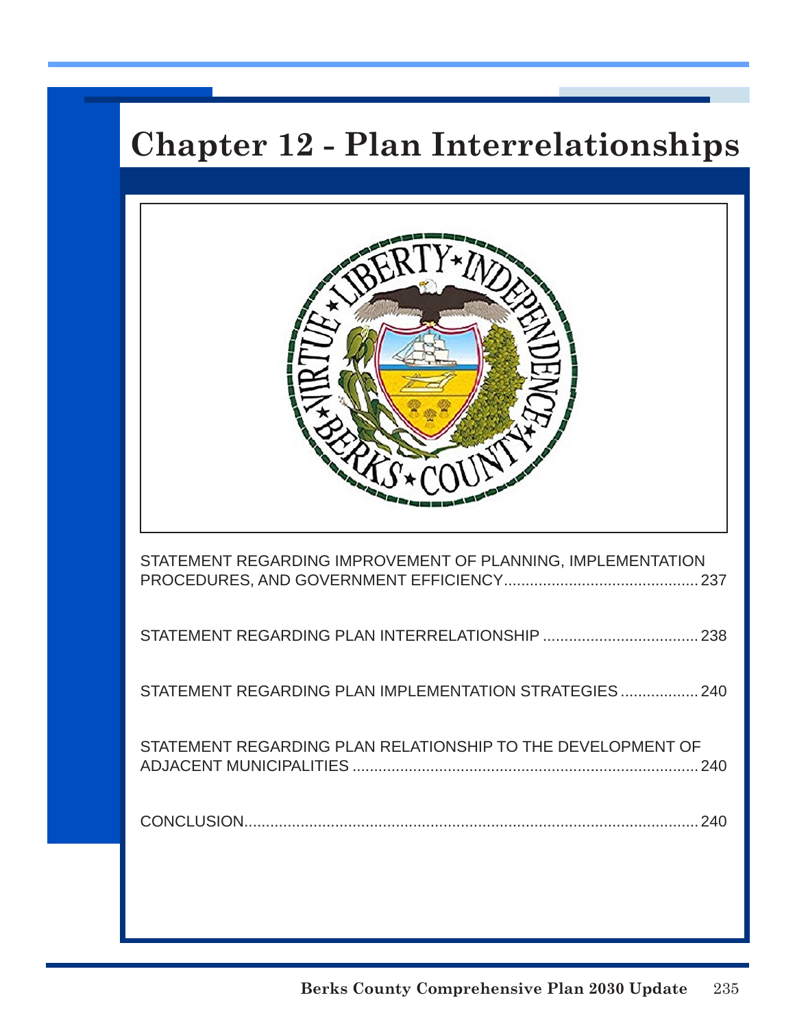# Chapter 12 - Plan Interrelationships

STATEMENT REGARDING IMPROVEMENT OF PLANNING, IMPLEMENTATION PROCEDURES, AND GOVERNMENT EFFICIENCY............................................. 237

STATEMENT REGARDING PLAN INTERRELATIONSHIP ................................... 238

STATEMENT REGARDING PLAN IMPLEMENTATION STRATEGIES .................. 240

STATEMENT REGARDING PLAN RELATIONSHIP TO THE DEVELOPMENT OF ADJACENT MUNICIPALITIES ............................................................................... 240

CONCLUSION........................................................................................................ 240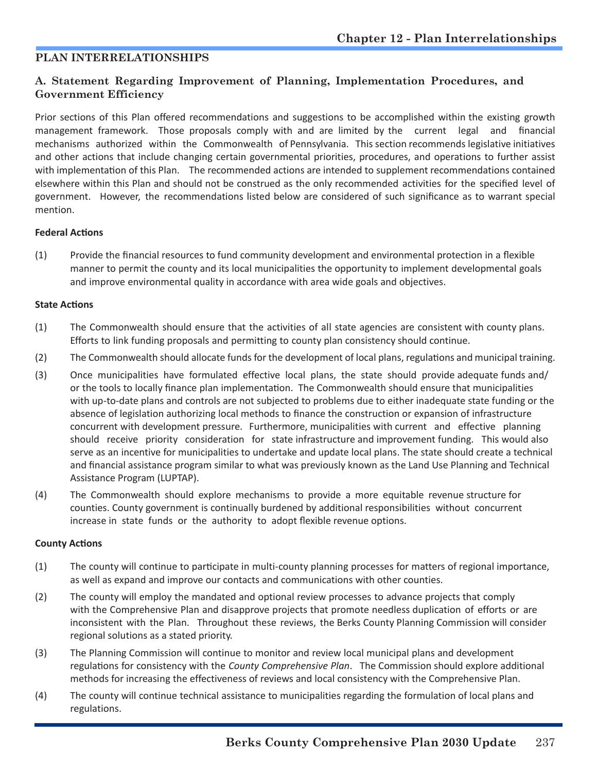## PLAN INTERRELATIONSHIPS

### A. Statement Regarding Improvement of Planning, Implementation Procedures, and Government Efficiency

Prior sections of this Plan offered recommendations and suggestions to be accomplished within the existing growth management framework. Those proposals comply with and are limited by the current legal and financial mechanisms authorized within the Commonwealth of Pennsylvania. This section recommends legislative initiatives and other actions that include changing certain governmental priorities, procedures, and operations to further assist with implementation of this Plan. The recommended actions are intended to supplement recommendations contained elsewhere within this Plan and should not be construed as the only recommended activities for the specified level of government. However, the recommendations listed below are considered of such significance as to warrant special mention.

**Federal Actions**

(1) Provide the financial resources to fund community development and environmental protection in a flexible manner to permit the county and its local municipalities the opportunity to implement developmental goals and improve environmental quality in accordance with area wide goals and objectives.

**State Actions**

(1) The Commonwealth should ensure that the activities of all state agencies are consistent with county plans. Efforts to link funding proposals and permitting to county plan consistency should continue.

(2) The Commonwealth should allocate funds for the development of local plans, regulations and municipal training.

(3) Once municipalities have formulated effective local plans, the state should provide adequate funds and/or the tools to locally finance plan implementation. The Commonwealth should ensure that municipalities with up-to-date plans and controls are not subjected to problems due to either inadequate state funding or the absence of legislation authorizing local methods to finance the construction or expansion of infrastructure concurrent with development pressure. Furthermore, municipalities with current and effective planning should receive priority consideration for state infrastructure and improvement funding. This would also serve as an incentive for municipalities to undertake and update local plans. The state should create a technical and financial assistance program similar to what was previously known as the Land Use Planning and Technical Assistance Program (LUPTAP).

(4) The Commonwealth should explore mechanisms to provide a more equitable revenue structure for counties. County government is continually burdened by additional responsibilities without concurrent increase in state funds or the authority to adopt flexible revenue options.

**County Actions**

(1) The county will continue to participate in multi-county planning processes for matters of regional importance, as well as expand and improve our contacts and communications with other counties.

(2) The county will employ the mandated and optional review processes to advance projects that comply with the Comprehensive Plan and disapprove projects that promote needless duplication of efforts or are inconsistent with the Plan. Throughout these reviews, the Berks County Planning Commission will consider regional solutions as a stated priority.

(3) The Planning Commission will continue to monitor and review local municipal plans and development regulations for consistency with the *County Comprehensive Plan*. The Commission should explore additional methods for increasing the effectiveness of reviews and local consistency with the Comprehensive Plan.

(4) The county will continue technical assistance to municipalities regarding the formulation of local plans and regulations.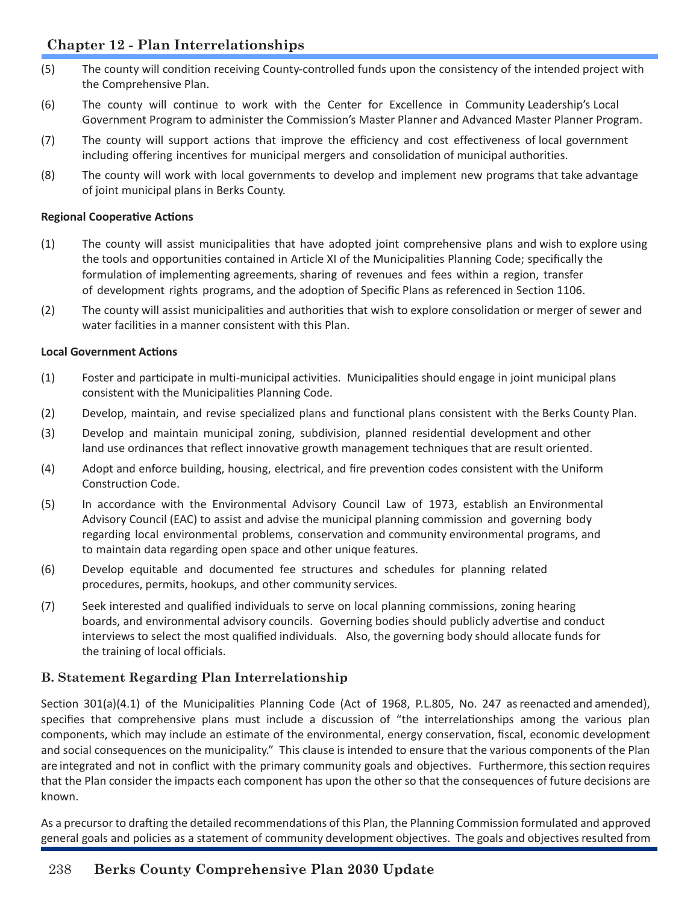(5) The county will condition receiving County-controlled funds upon the consistency of the intended project with the Comprehensive Plan.

(6) The county will continue to work with the Center for Excellence in Community Leadership's Local Government Program to administer the Commission's Master Planner and Advanced Master Planner Program.

(7) The county will support actions that improve the efficiency and cost effectiveness of local government including offering incentives for municipal mergers and consolidation of municipal authorities.

(8) The county will work with local governments to develop and implement new programs that take advantage of joint municipal plans in Berks County.

**Regional Cooperative Actions**

(1) The county will assist municipalities that have adopted joint comprehensive plans and wish to explore using the tools and opportunities contained in Article XI of the Municipalities Planning Code; specifically the formulation of implementing agreements, sharing of revenues and fees within a region, transfer of development rights programs, and the adoption of Specific Plans as referenced in Section 1106.

(2) The county will assist municipalities and authorities that wish to explore consolidation or merger of sewer and water facilities in a manner consistent with this Plan.

**Local Government Actions**

(1) Foster and participate in multi-municipal activities. Municipalities should engage in joint municipal plans consistent with the Municipalities Planning Code.

(2) Develop, maintain, and revise specialized plans and functional plans consistent with the Berks County Plan.

(3) Develop and maintain municipal zoning, subdivision, planned residential development and other land use ordinances that reflect innovative growth management techniques that are result oriented.

(4) Adopt and enforce building, housing, electrical, and fire prevention codes consistent with the Uniform Construction Code.

(5) In accordance with the Environmental Advisory Council Law of 1973, establish an Environmental Advisory Council (EAC) to assist and advise the municipal planning commission and governing body regarding local environmental problems, conservation and community environmental programs, and to maintain data regarding open space and other unique features.

(6) Develop equitable and documented fee structures and schedules for planning related procedures, permits, hookups, and other community services.

(7) Seek interested and qualified individuals to serve on local planning commissions, zoning hearing boards, and environmental advisory councils. Governing bodies should publicly advertise and conduct interviews to select the most qualified individuals. Also, the governing body should allocate funds for the training of local officials.

## B. Statement Regarding Plan Interrelationship

Section 301(a)(4.1) of the Municipalities Planning Code (Act of 1968, P.L.805, No. 247 as reenacted and amended), specifies that comprehensive plans must include a discussion of "the interrelationships among the various plan components, which may include an estimate of the environmental, energy conservation, fiscal, economic development and social consequences on the municipality." This clause is intended to ensure that the various components of the Plan are integrated and not in conflict with the primary community goals and objectives. Furthermore, this section requires that the Plan consider the impacts each component has upon the other so that the consequences of future decisions are known.

As a precursor to drafting the detailed recommendations of this Plan, the Planning Commission formulated and approved general goals and policies as a statement of community development objectives. The goals and objectives resulted from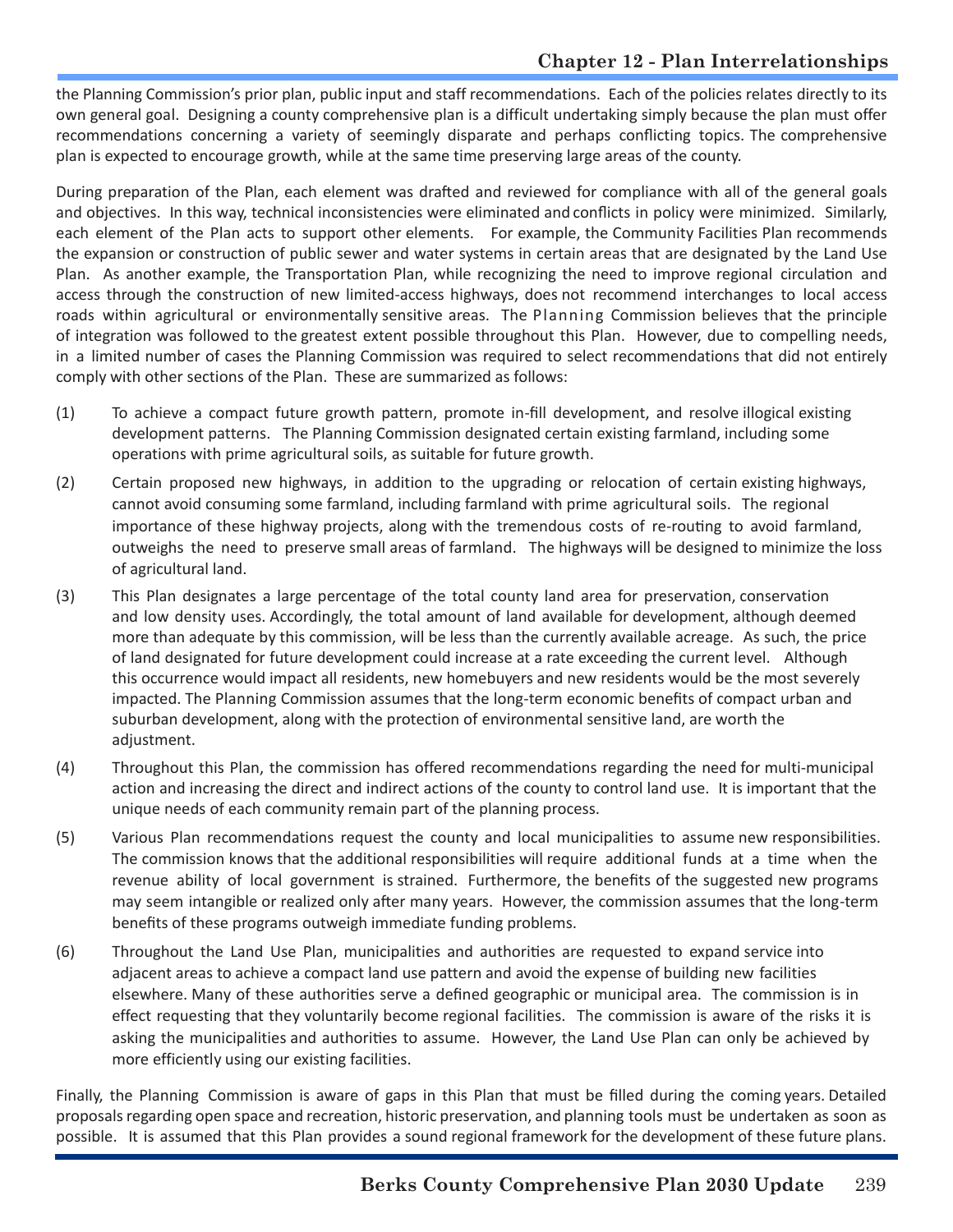the Planning Commission's prior plan, public input and staff recommendations. Each of the policies relates directly to its own general goal. Designing a county comprehensive plan is a difficult undertaking simply because the plan must offer recommendations concerning a variety of seemingly disparate and perhaps conflicting topics. The comprehensive plan is expected to encourage growth, while at the same time preserving large areas of the county.

During preparation of the Plan, each element was drafted and reviewed for compliance with all of the general goals and objectives. In this way, technical inconsistencies were eliminated and conflicts in policy were minimized. Similarly, each element of the Plan acts to support other elements. For example, the Community Facilities Plan recommends the expansion or construction of public sewer and water systems in certain areas that are designated by the Land Use Plan. As another example, the Transportation Plan, while recognizing the need to improve regional circulation and access through the construction of new limited-access highways, does not recommend interchanges to local access roads within agricultural or environmentally sensitive areas. The Planning Commission believes that the principle of integration was followed to the greatest extent possible throughout this Plan. However, due to compelling needs, in a limited number of cases the Planning Commission was required to select recommendations that did not entirely comply with other sections of the Plan. These are summarized as follows:

(1) To achieve a compact future growth pattern, promote in-fill development, and resolve illogical existing development patterns. The Planning Commission designated certain existing farmland, including some operations with prime agricultural soils, as suitable for future growth.

(2) Certain proposed new highways, in addition to the upgrading or relocation of certain existing highways, cannot avoid consuming some farmland, including farmland with prime agricultural soils. The regional importance of these highway projects, along with the tremendous costs of re-routing to avoid farmland, outweighs the need to preserve small areas of farmland. The highways will be designed to minimize the loss of agricultural land.

(3) This Plan designates a large percentage of the total county land area for preservation, conservation and low density uses. Accordingly, the total amount of land available for development, although deemed more than adequate by this commission, will be less than the currently available acreage. As such, the price of land designated for future development could increase at a rate exceeding the current level. Although this occurrence would impact all residents, new homebuyers and new residents would be the most severely impacted. The Planning Commission assumes that the long-term economic benefits of compact urban and suburban development, along with the protection of environmental sensitive land, are worth the adjustment.

(4) Throughout this Plan, the commission has offered recommendations regarding the need for multi-municipal action and increasing the direct and indirect actions of the county to control land use. It is important that the unique needs of each community remain part of the planning process.

(5) Various Plan recommendations request the county and local municipalities to assume new responsibilities. The commission knows that the additional responsibilities will require additional funds at a time when the revenue ability of local government is strained. Furthermore, the benefits of the suggested new programs may seem intangible or realized only after many years. However, the commission assumes that the long-term benefits of these programs outweigh immediate funding problems.

(6) Throughout the Land Use Plan, municipalities and authorities are requested to expand service into adjacent areas to achieve a compact land use pattern and avoid the expense of building new facilities elsewhere. Many of these authorities serve a defined geographic or municipal area. The commission is in effect requesting that they voluntarily become regional facilities. The commission is aware of the risks it is asking the municipalities and authorities to assume. However, the Land Use Plan can only be achieved by more efficiently using our existing facilities.

Finally, the Planning Commission is aware of gaps in this Plan that must be filled during the coming years. Detailed proposals regarding open space and recreation, historic preservation, and planning tools must be undertaken as soon as possible. It is assumed that this Plan provides a sound regional framework for the development of these future plans.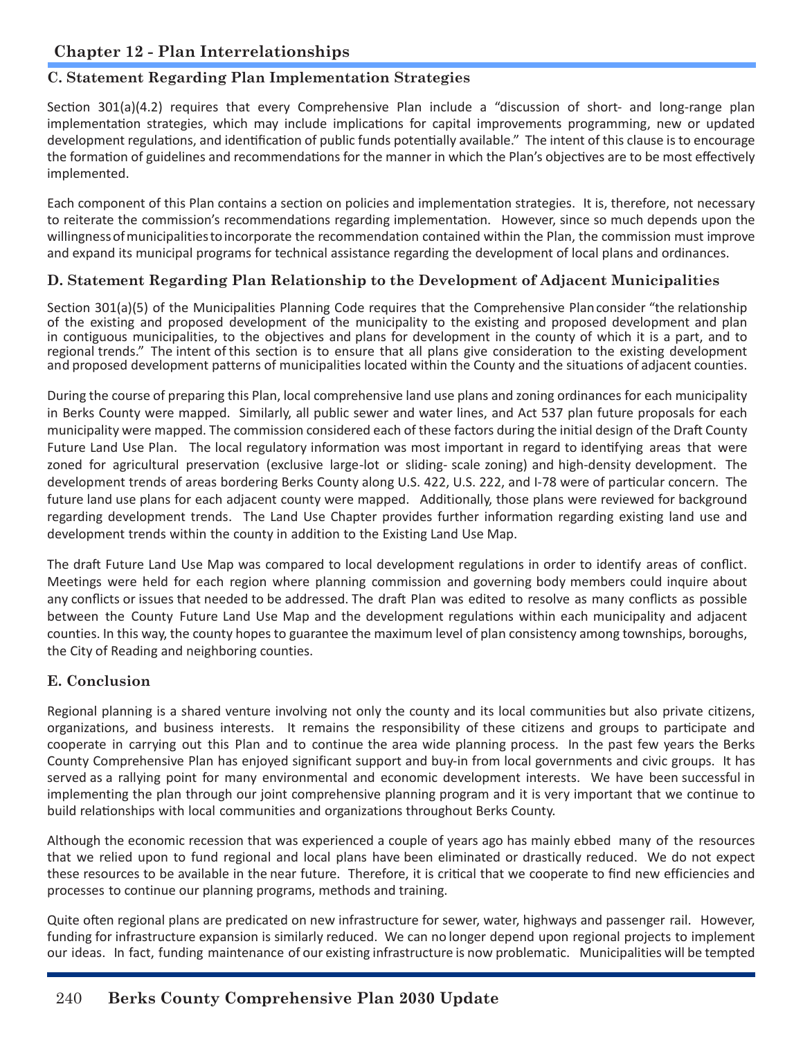## C. Statement Regarding Plan Implementation Strategies

Section 301(a)(4.2) requires that every Comprehensive Plan include a "discussion of short- and long-range plan implementation strategies, which may include implications for capital improvements programming, new or updated development regulations, and identification of public funds potentially available." The intent of this clause is to encourage the formation of guidelines and recommendations for the manner in which the Plan's objectives are to be most effectively implemented.

Each component of this Plan contains a section on policies and implementation strategies. It is, therefore, not necessary to reiterate the commission's recommendations regarding implementation. However, since so much depends upon the willingness of municipalities to incorporate the recommendation contained within the Plan, the commission must improve and expand its municipal programs for technical assistance regarding the development of local plans and ordinances.

## D. Statement Regarding Plan Relationship to the Development of Adjacent Municipalities

Section 301(a)(5) of the Municipalities Planning Code requires that the Comprehensive Plan consider "the relationship of the existing and proposed development of the municipality to the existing and proposed development and plan in contiguous municipalities, to the objectives and plans for development in the county of which it is a part, and to regional trends." The intent of this section is to ensure that all plans give consideration to the existing development and proposed development patterns of municipalities located within the County and the situations of adjacent counties.

During the course of preparing this Plan, local comprehensive land use plans and zoning ordinances for each municipality in Berks County were mapped. Similarly, all public sewer and water lines, and Act 537 plan future proposals for each municipality were mapped. The commission considered each of these factors during the initial design of the Draft County Future Land Use Plan. The local regulatory information was most important in regard to identifying areas that were zoned for agricultural preservation (exclusive large-lot or sliding- scale zoning) and high-density development. The development trends of areas bordering Berks County along U.S. 422, U.S. 222, and I-78 were of particular concern. The future land use plans for each adjacent county were mapped. Additionally, those plans were reviewed for background regarding development trends. The Land Use Chapter provides further information regarding existing land use and development trends within the county in addition to the Existing Land Use Map.

The draft Future Land Use Map was compared to local development regulations in order to identify areas of conflict. Meetings were held for each region where planning commission and governing body members could inquire about any conflicts or issues that needed to be addressed. The draft Plan was edited to resolve as many conflicts as possible between the County Future Land Use Map and the development regulations within each municipality and adjacent counties. In this way, the county hopes to guarantee the maximum level of plan consistency among townships, boroughs, the City of Reading and neighboring counties.

## E. Conclusion

Regional planning is a shared venture involving not only the county and its local communities but also private citizens, organizations, and business interests. It remains the responsibility of these citizens and groups to participate and cooperate in carrying out this Plan and to continue the area wide planning process. In the past few years the Berks County Comprehensive Plan has enjoyed significant support and buy-in from local governments and civic groups. It has served as a rallying point for many environmental and economic development interests. We have been successful in implementing the plan through our joint comprehensive planning program and it is very important that we continue to build relationships with local communities and organizations throughout Berks County.

Although the economic recession that was experienced a couple of years ago has mainly ebbed many of the resources that we relied upon to fund regional and local plans have been eliminated or drastically reduced. We do not expect these resources to be available in the near future. Therefore, it is critical that we cooperate to find new efficiencies and processes to continue our planning programs, methods and training.

Quite often regional plans are predicated on new infrastructure for sewer, water, highways and passenger rail. However, funding for infrastructure expansion is similarly reduced. We can no longer depend upon regional projects to implement our ideas. In fact, funding maintenance of our existing infrastructure is now problematic. Municipalities will be tempted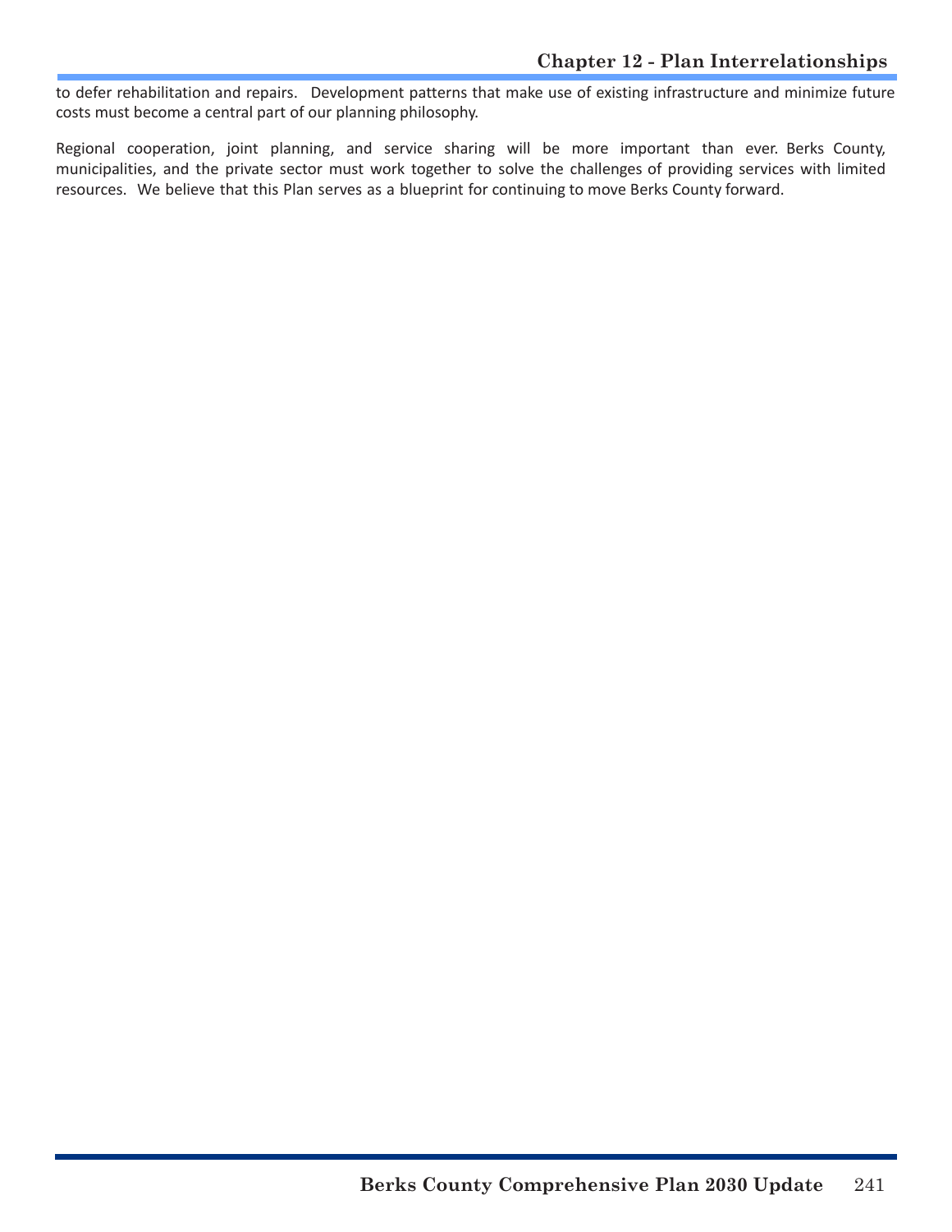to defer rehabilitation and repairs. Development patterns that make use of existing infrastructure and minimize future costs must become a central part of our planning philosophy.

Regional cooperation, joint planning, and service sharing will be more important than ever. Berks County, municipalities, and the private sector must work together to solve the challenges of providing services with limited resources. We believe that this Plan serves as a blueprint for continuing to move Berks County forward.